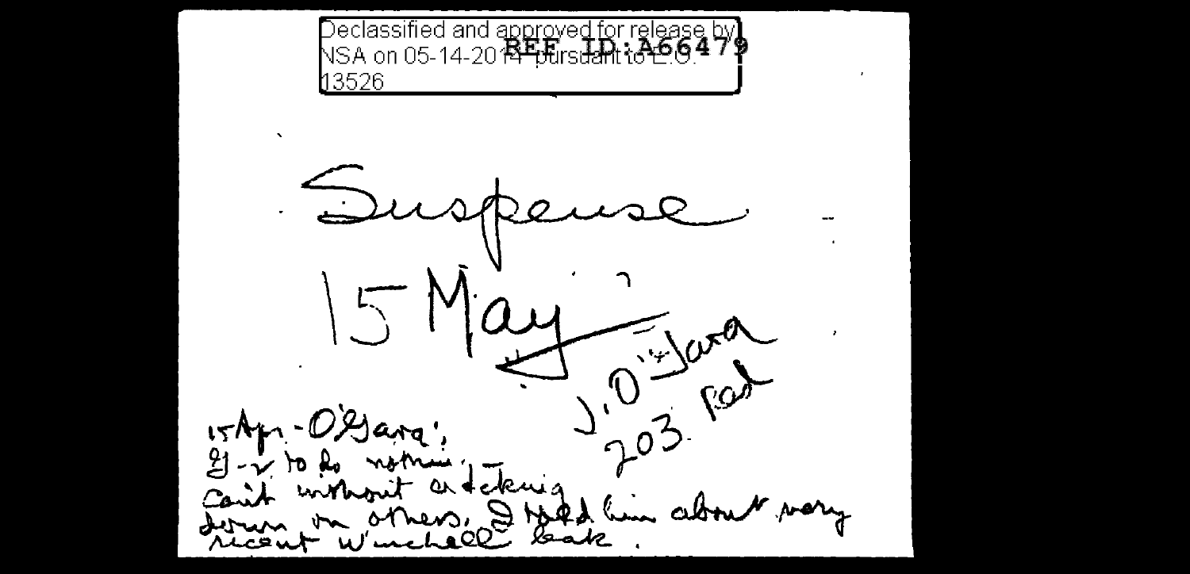Declassified and approved for release by NSA on 05-14-2014 pursuant to E.O. 13526

REF ID:A66479

Suspense

15 May

J. O'Hara
203 Rad

15 Apr. - O'Hara:
G-2 to do nothing, -
can't without attacking
down on others. I told him about very
recent Winchell leak.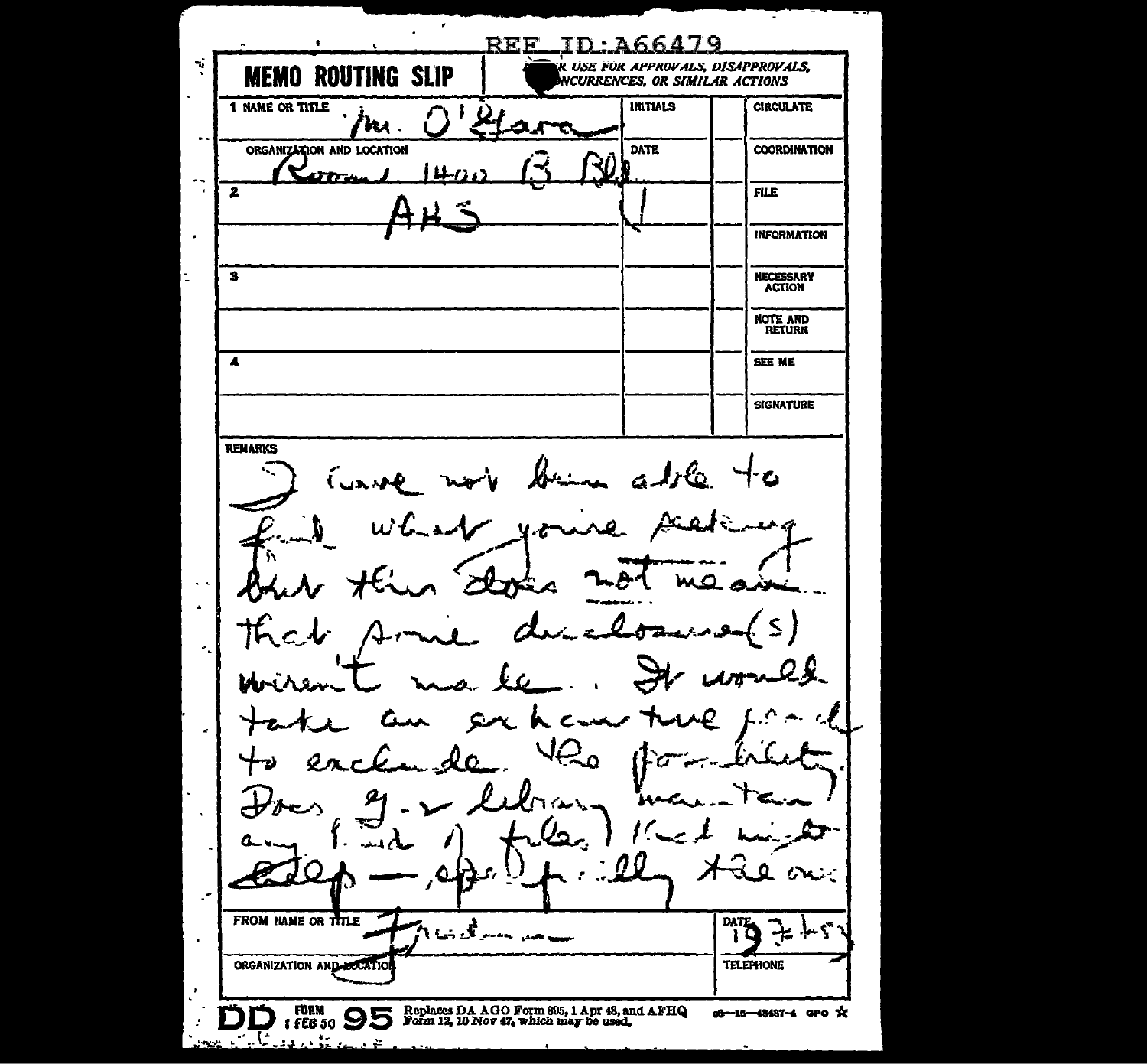REF ID:A66479

**MEMO ROUTING SLIP** — FOR USE FOR APPROVALS, DISAPPROVALS, CONCURRENCES, OR SIMILAR ACTIONS

| NAME OR TITLE | INITIALS | | |
|---|---|---|---|
| 1 Mr. O'Hara | | | CIRCULATE |
| ORGANIZATION AND LOCATION: Room 1400 B Bldg. | DATE | | COORDINATION |
| 2 AHS | | | FILE |
| | | | INFORMATION |
| 3 | | | NECESSARY ACTION |
| | | | NOTE AND RETURN |
| 4 | | | SEE ME |
| | | | SIGNATURE |

REMARKS

I have not been able to find what you're seeking but this does not mean that some disclosure(s) weren't made. It would take an exhaustive search to exclude the possibility. Does G-2 library maintain any [?] files that might help — specifically the ones

FROM NAME OR TITLE: Friedman

DATE: 19 Feb 52

ORGANIZATION AND LOCATION

TELEPHONE

DD FORM 1 FEB 50 95 — Replaces DA AGO Form 895, 1 Apr 48, and AFHQ Form 12, 10 Nov 47, which may be used.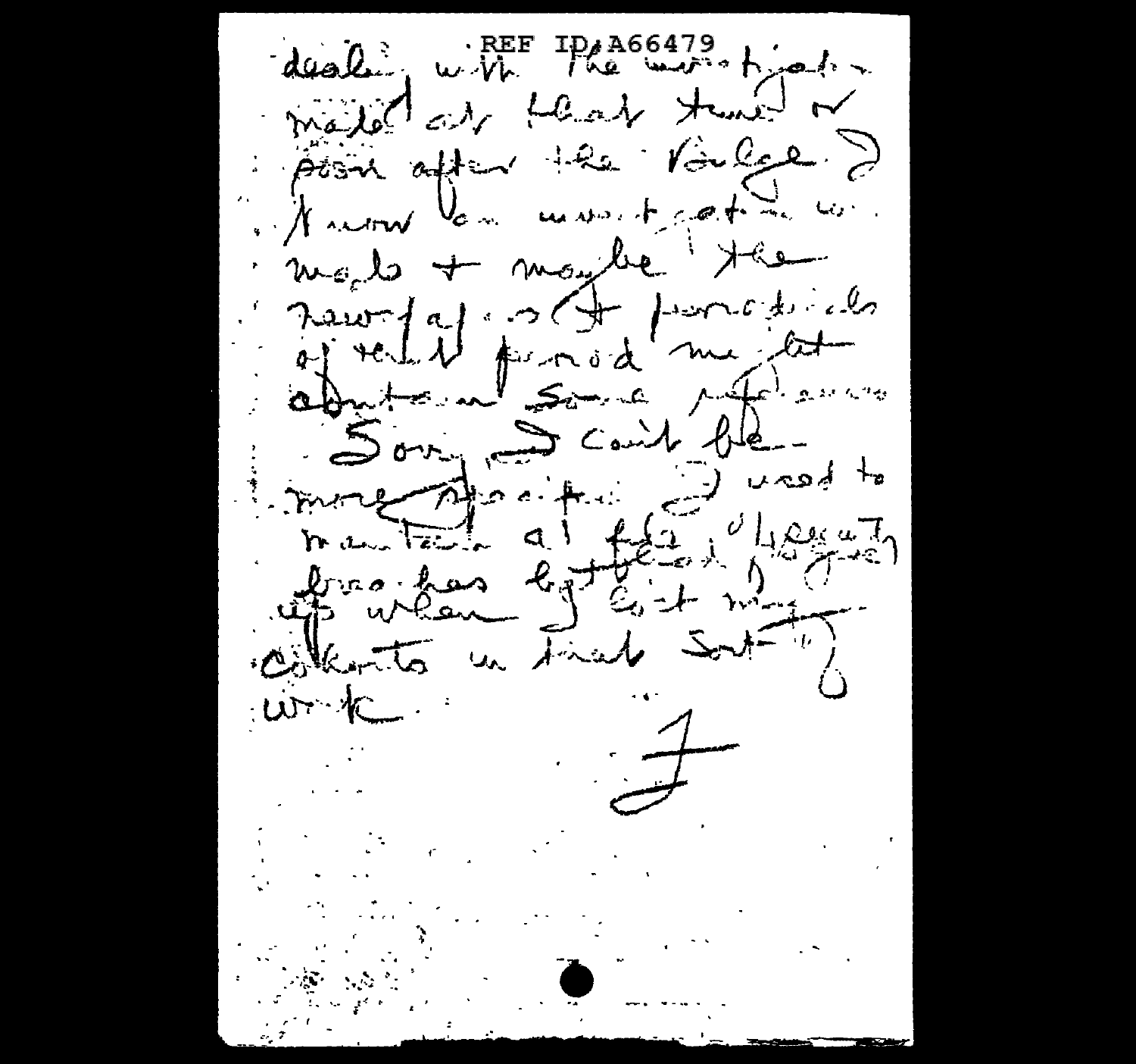REF ID:A66479

dealing with the investigation made at that time or soon after the Voulge? I know you must get in with Mob + maybe the narrative of proceedings of that period may let [?] and some references

Sorry I can't be more specific. I used to maintain a[ll] files [?] [illegible] has been [?] up when I [?] my contacts in that sort of work

F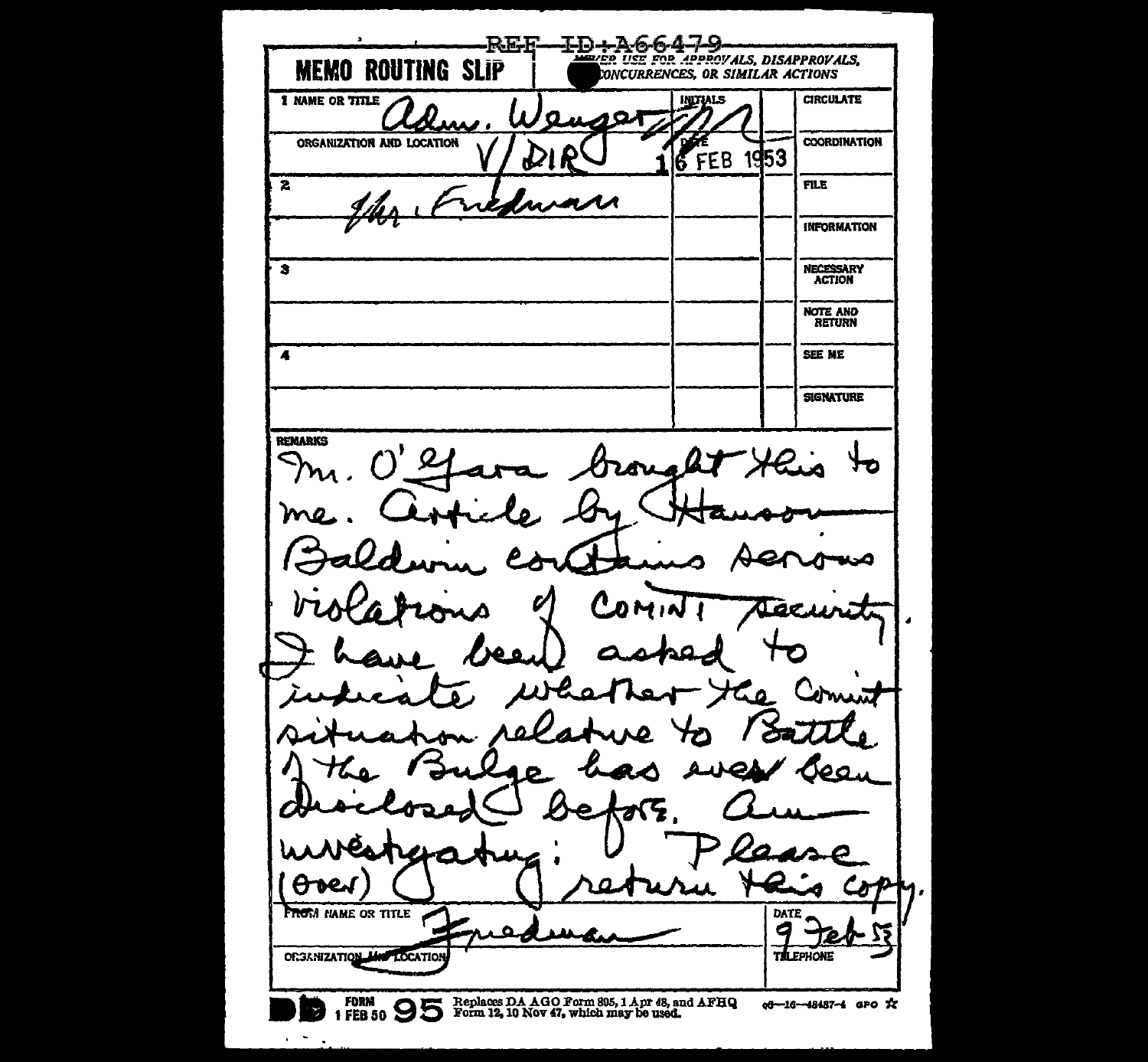REF ID:A66479

| MEMO ROUTING SLIP | NEVER USE FOR APPROVALS, DISAPPROVALS, CONCURRENCES, OR SIMILAR ACTIONS | | |
|---|---|---|---|
| 1 NAME OR TITLE: Adm. Wenger | INITIALS | | CIRCULATE |
| ORGANIZATION AND LOCATION: V/DIR | DATE: 16 FEB 1953 | | COORDINATION |
| 2 Mr. Friedman | | | FILE |
| | | | INFORMATION |
| 3 | | | NECESSARY ACTION |
| | | | NOTE AND RETURN |
| 4 | | | SEE ME |
| | | | SIGNATURE |

REMARKS

Mr. O'Gara brought this to me. Article by Hanson Baldwin contains serious violations of COMINT security. I have been asked to indicate whether the Comint situation relative to Battle of the Bulge has ever been disclosed before. Am investigating: Please return this copy.

(Over)

FROM NAME OR TITLE: Friedman

DATE: 9 Feb 53

ORGANIZATION AND LOCATION

TELEPHONE

DD FORM 1 FEB 50 95 Replaces DA AGO Form 895, 1 Apr 48, and AFHQ Form 12, 10 Nov 47, which may be used.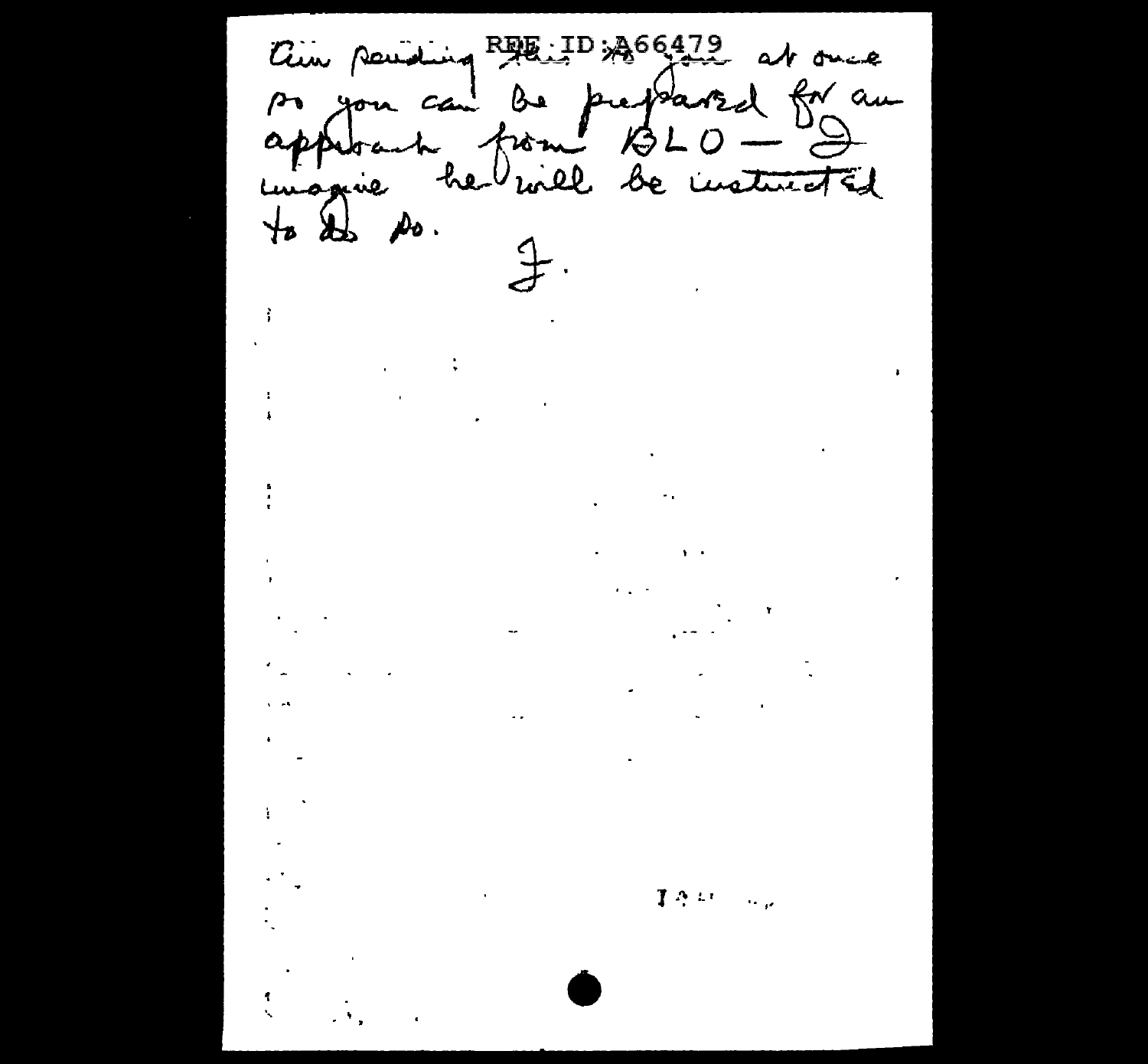Am sending ~~this to you~~ at once so you can be prepared for an approach from BLO — I imagine he will be instructed to do so.

J.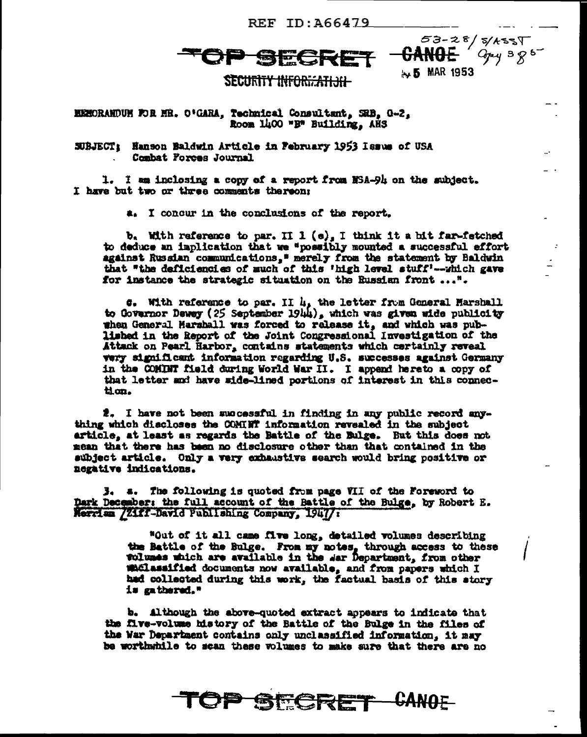REF ID:A66479

TOP SECRET CANOE

53-28/S/ASST
Cpy 385

SECURITY INFORMATION

5 MAR 1953

MEMORANDUM FOR MR. O'GARA, Technical Consultant, SRB, G-2, Room 1400 "B" Building, AHS

SUBJECT: Hanson Baldwin Article in February 1953 Issue of USA Combat Forces Journal

1. I am inclosing a copy of a report from NSA-94 on the subject. I have but two or three comments thereon:

a. I concur in the conclusions of the report.

b. With reference to par. II 1 (e), I think it a bit far-fetched to deduce an implication that we "possibly mounted a successful effort against Russian communications," merely from the statement by Baldwin that "the deficiencies of much of this 'high level stuff'--which gave for instance the strategic situation on the Russian front ...".

c. With reference to par. II 4, the letter from General Marshall to Governor Dewey (25 September 1944), which was given wide publicity when General Marshall was forced to release it, and which was published in the Report of the Joint Congressional Investigation of the Attack on Pearl Harbor, contains statements which certainly reveal very significant information regarding U.S. successes against Germany in the COMINT field during World War II. I append hereto a copy of that letter and have side-lined portions of interest in this connection.

2. I have not been successful in finding in any public record anything which discloses the COMINT information revealed in the subject article, at least as regards the Battle of the Bulge. But this does not mean that there has been no disclosure other than that contained in the subject article. Only a very exhaustive search would bring positive or negative indications.

3. a. The following is quoted from page VII of the Foreword to Dark December: the full account of the Battle of the Bulge, by Robert E. Merriam [Ziff-David Publishing Company, 1947]:

> "Out of it all came five long, detailed volumes describing the Battle of the Bulge. From my notes, through access to these volumes which are available in the War Department, from other unclassified documents now available, and from papers which I had collected during this work, the factual basis of this story is gathered."

b. Although the above-quoted extract appears to indicate that the five-volume history of the Battle of the Bulge in the files of the War Department contains only unclassified information, it may be worthwhile to scan these volumes to make sure that there are no

TOP SECRET CANOE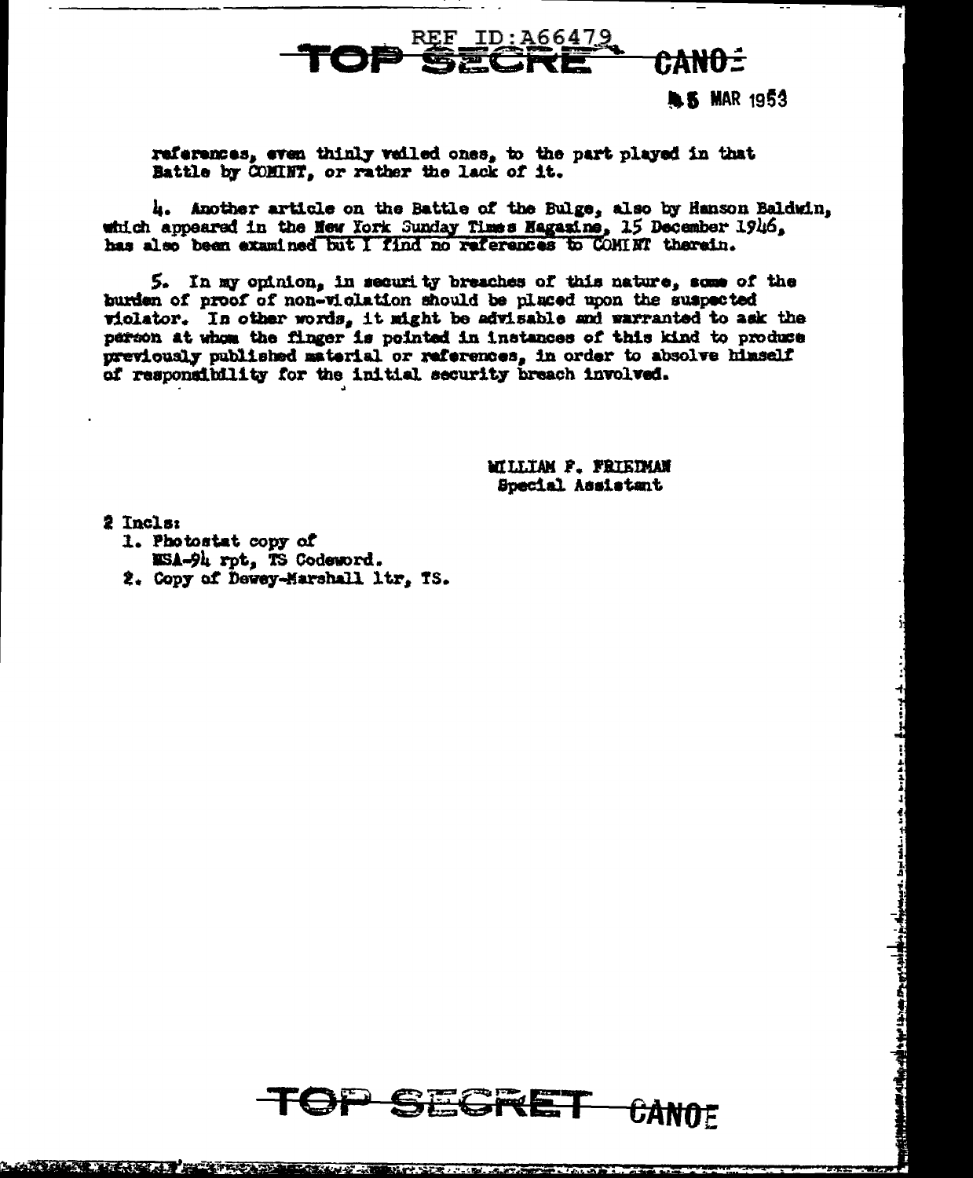references, even thinly veiled ones, to the part played in that Battle by COMINT, or rather the lack of it.

4. Another article on the Battle of the Bulge, also by Hanson Baldwin, which appeared in the New York Sunday Times Magazine, 15 December 1946, has also been examined but I find no references to COMINT therein.

5. In my opinion, in security breaches of this nature, some of the burden of proof of non-violation should be placed upon the suspected violator. In other words, it might be advisable and warranted to ask the person at whom the finger is pointed in instances of this kind to produce previously published material or references, in order to absolve himself of responsibility for the initial security breach involved.

WILLIAM F. FRIEDMAN
Special Assistant

2 Incls:
1. Photostat copy of NSA-94 rpt, TS Codeword.
2. Copy of Dewey-Marshall ltr, TS.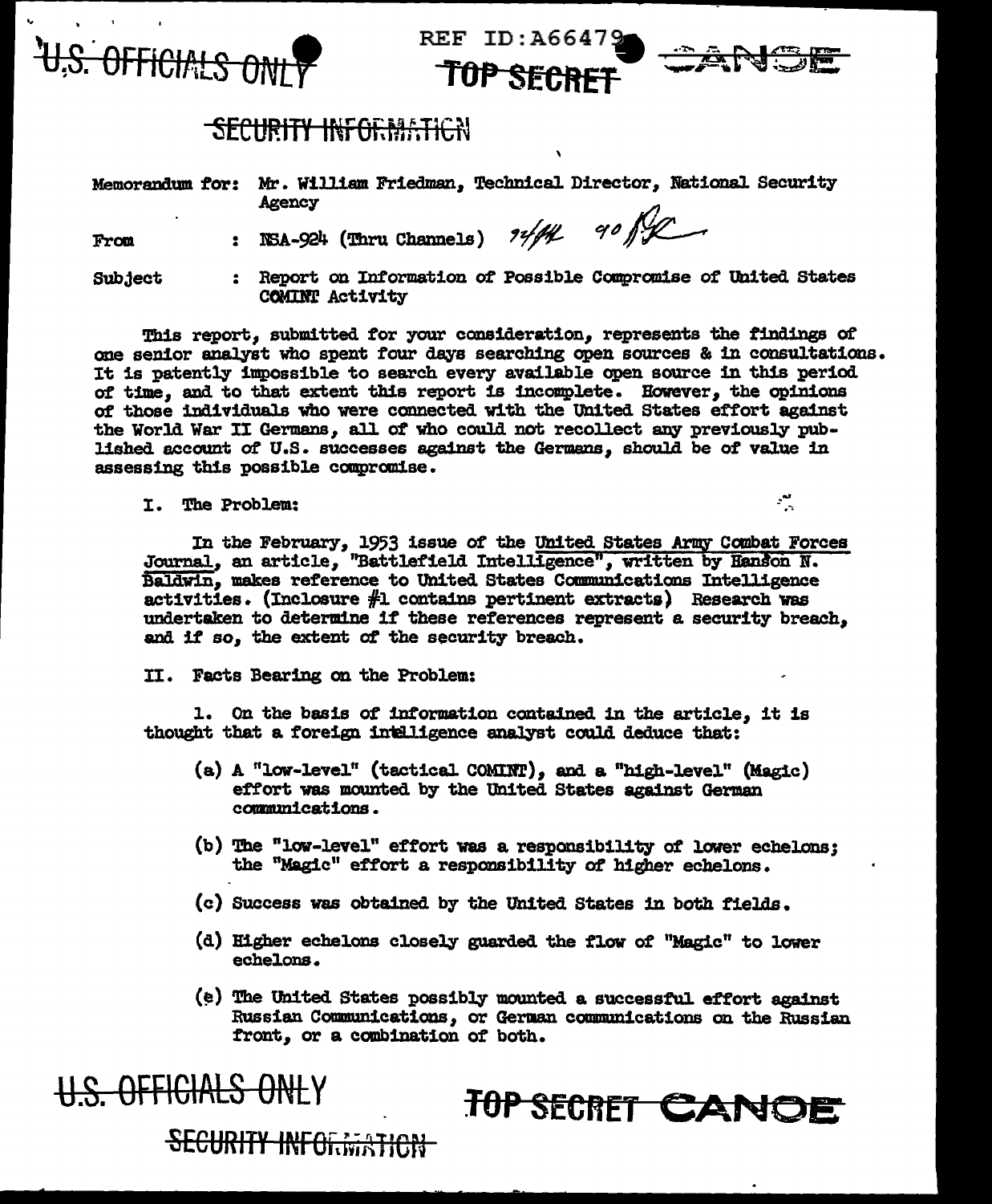U.S. OFFICIALS ONLY

REF ID:A66479

TOP SECRET CANOE

SECURITY INFORMATION

Memorandum for: Mr. William Friedman, Technical Director, National Security Agency

From : NSA-924 (Thru Channels) 92/44 90

Subject : Report on Information of Possible Compromise of United States COMINT Activity

This report, submitted for your consideration, represents the findings of one senior analyst who spent four days searching open sources & in consultations. It is patently impossible to search every available open source in this period of time, and to that extent this report is incomplete. However, the opinions of those individuals who were connected with the United States effort against the World War II Germans, all of who could not recollect any previously published account of U.S. successes against the Germans, should be of value in assessing this possible compromise.

I. The Problem:

In the February, 1953 issue of the United States Army Combat Forces Journal, an article, "Battlefield Intelligence", written by Hanson N. Baldwin, makes reference to United States Communications Intelligence activities. (Inclosure #1 contains pertinent extracts) Research was undertaken to determine if these references represent a security breach, and if so, the extent of the security breach.

II. Facts Bearing on the Problem:

1. On the basis of information contained in the article, it is thought that a foreign intelligence analyst could deduce that:

(a) A "low-level" (tactical COMINT), and a "high-level" (Magic) effort was mounted by the United States against German communications.

(b) The "low-level" effort was a responsibility of lower echelons; the "Magic" effort a responsibility of higher echelons.

(c) Success was obtained by the United States in both fields.

(d) Higher echelons closely guarded the flow of "Magic" to lower echelons.

(e) The United States possibly mounted a successful effort against Russian Communications, or German communications on the Russian front, or a combination of both.

U.S. OFFICIALS ONLY

TOP SECRET CANOE

SECURITY INFORMATION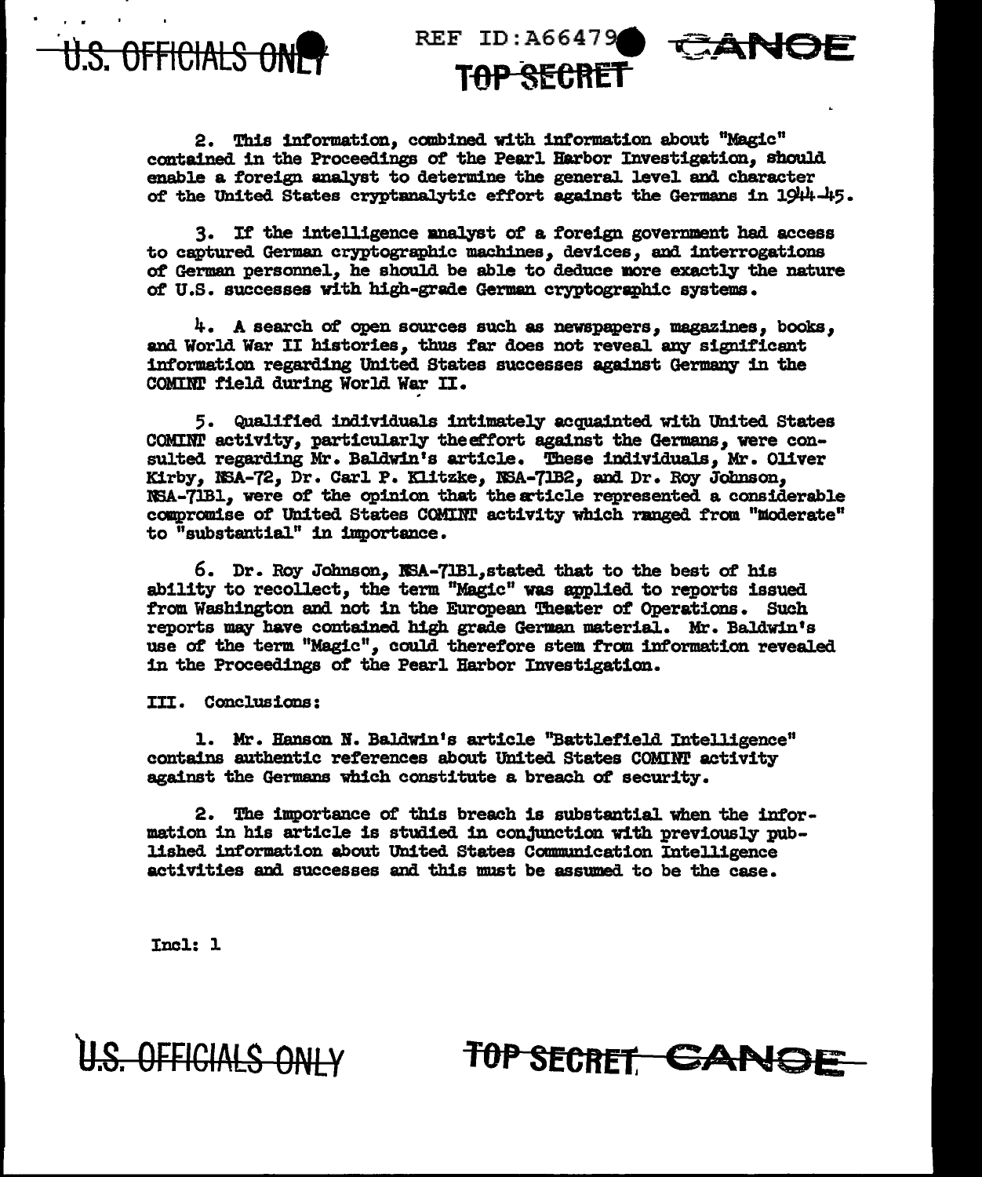2. This information, combined with information about "Magic" contained in the Proceedings of the Pearl Harbor Investigation, should enable a foreign analyst to determine the general level and character of the United States cryptanalytic effort against the Germans in 1944-45.

3. If the intelligence analyst of a foreign government had access to captured German cryptographic machines, devices, and interrogations of German personnel, he should be able to deduce more exactly the nature of U.S. successes with high-grade German cryptographic systems.

4. A search of open sources such as newspapers, magazines, books, and World War II histories, thus far does not reveal any significant information regarding United States successes against Germany in the COMINT field during World War II.

5. Qualified individuals intimately acquainted with United States COMINT activity, particularly the effort against the Germans, were consulted regarding Mr. Baldwin's article. These individuals, Mr. Oliver Kirby, NSA-72, Dr. Carl P. Klitzke, NSA-71B2, and Dr. Roy Johnson, NSA-71B1, were of the opinion that the article represented a considerable compromise of United States COMINT activity which ranged from "moderate" to "substantial" in importance.

6. Dr. Roy Johnson, NSA-71B1, stated that to the best of his ability to recollect, the term "Magic" was applied to reports issued from Washington and not in the European Theater of Operations. Such reports may have contained high grade German material. Mr. Baldwin's use of the term "Magic", could therefore stem from information revealed in the Proceedings of the Pearl Harbor Investigation.

III. Conclusions:

1. Mr. Hanson N. Baldwin's article "Battlefield Intelligence" contains authentic references about United States COMINT activity against the Germans which constitute a breach of security.

2. The importance of this breach is substantial when the information in his article is studied in conjunction with previously published information about United States Communication Intelligence activities and successes and this must be assumed to be the case.

Incl: 1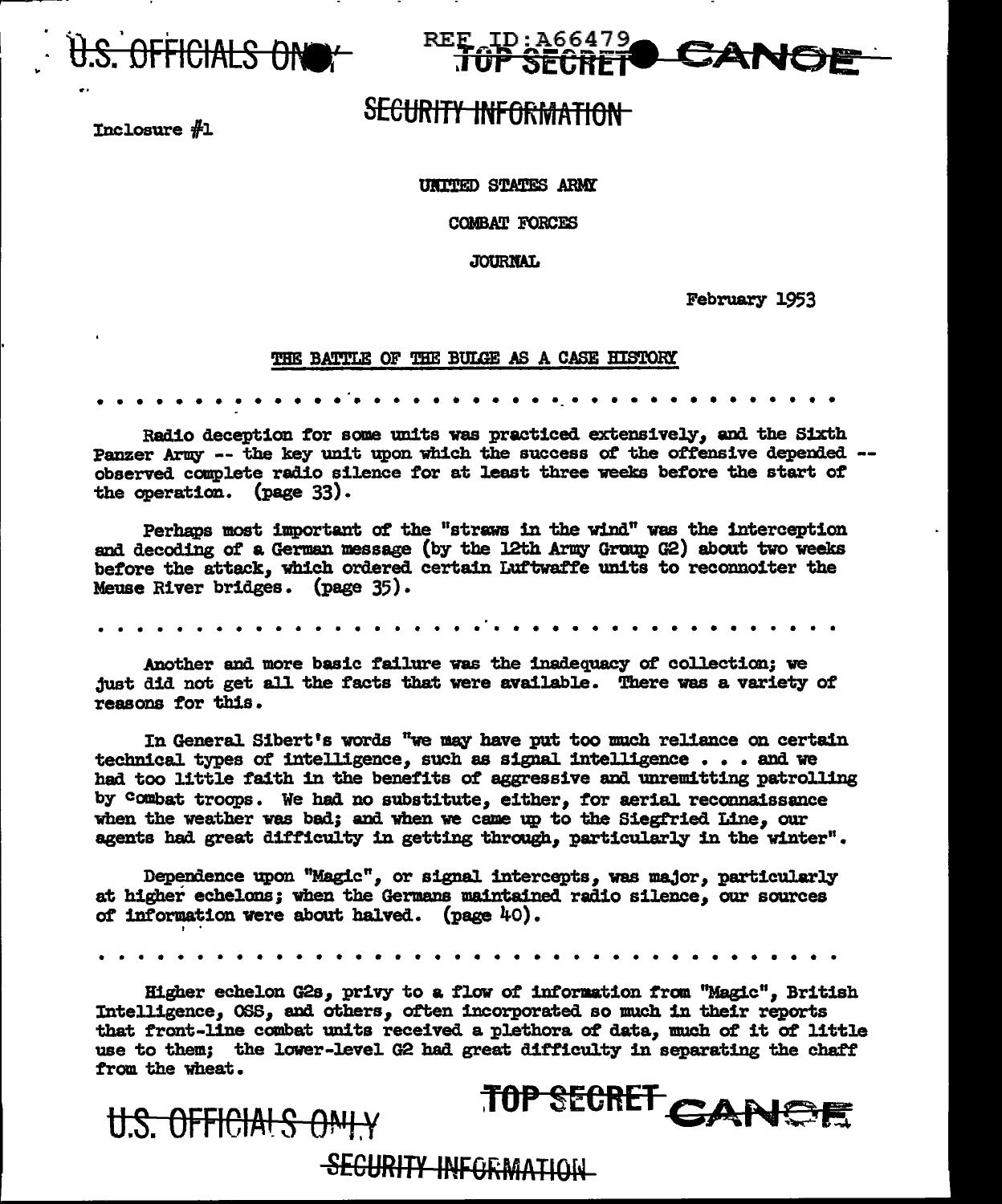Inclosure #1

UNITED STATES ARMY

COMBAT FORCES

JOURNAL

February 1953

THE BATTLE OF THE BULGE AS A CASE HISTORY

. . . . . . . . . . . . . . . . . . . . . . . . . . . . . . . . . . . . . . .

Radio deception for some units was practiced extensively, and the Sixth Panzer Army -- the key unit upon which the success of the offensive depended -- observed complete radio silence for at least three weeks before the start of the operation. (page 33).

Perhaps most important of the "straws in the wind" was the interception and decoding of a German message (by the 12th Army Group G2) about two weeks before the attack, which ordered certain Luftwaffe units to reconnoiter the Meuse River bridges. (page 35).

. . . . . . . . . . . . . . . . . . . . . . . . . . . . . . . . . . . . . . .

Another and more basic failure was the inadequacy of collection; we just did not get all the facts that were available. There was a variety of reasons for this.

In General Sibert's words "we may have put too much reliance on certain technical types of intelligence, such as signal intelligence . . . and we had too little faith in the benefits of aggressive and unremitting patrolling by combat troops. We had no substitute, either, for aerial reconnaissance when the weather was bad; and when we came up to the Siegfried Line, our agents had great difficulty in getting through, particularly in the winter".

Dependence upon "Magic", or signal intercepts, was major, particularly at higher echelons; when the Germans maintained radio silence, our sources of information were about halved. (page 40).

. . . . . . . . . . . . . . . . . . . . . . . . . . . . . . . . . . . . . . .

Higher echelon G2s, privy to a flow of information from "Magic", British Intelligence, OSS, and others, often incorporated so much in their reports that front-line combat units received a plethora of data, much of it of little use to them; the lower-level G2 had great difficulty in separating the chaff from the wheat.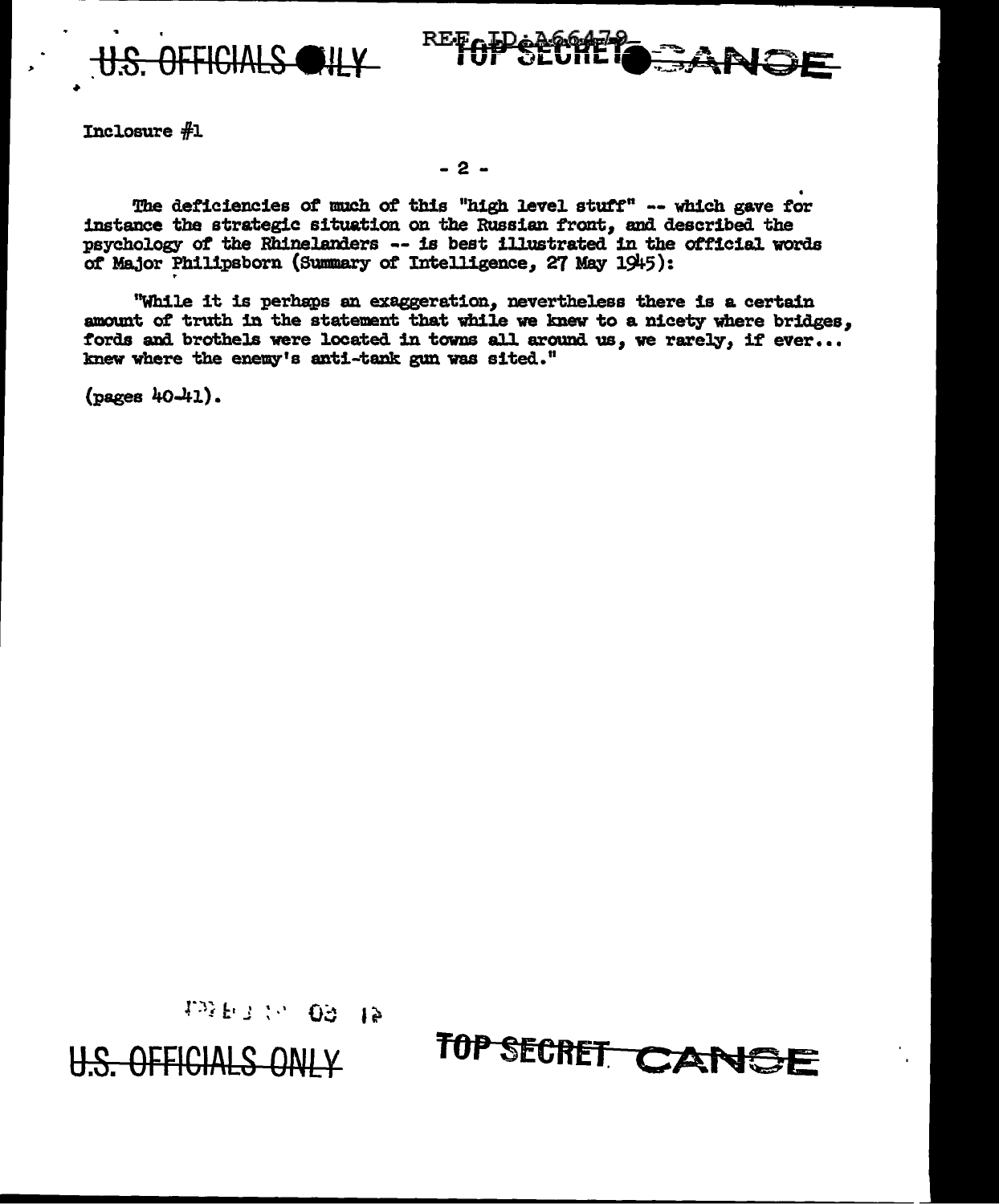Inclosure #1

The deficiencies of much of this "high level stuff" -- which gave for instance the strategic situation on the Russian front, and described the psychology of the Rhinelanders -- is best illustrated in the official words of Major Philipsborn (Summary of Intelligence, 27 May 1945):

"While it is perhaps an exaggeration, nevertheless there is a certain amount of truth in the statement that while we knew to a nicety where bridges, fords and brothels were located in towns all around us, we rarely, if ever... knew where the enemy's anti-tank gun was sited."

(pages 40-41).